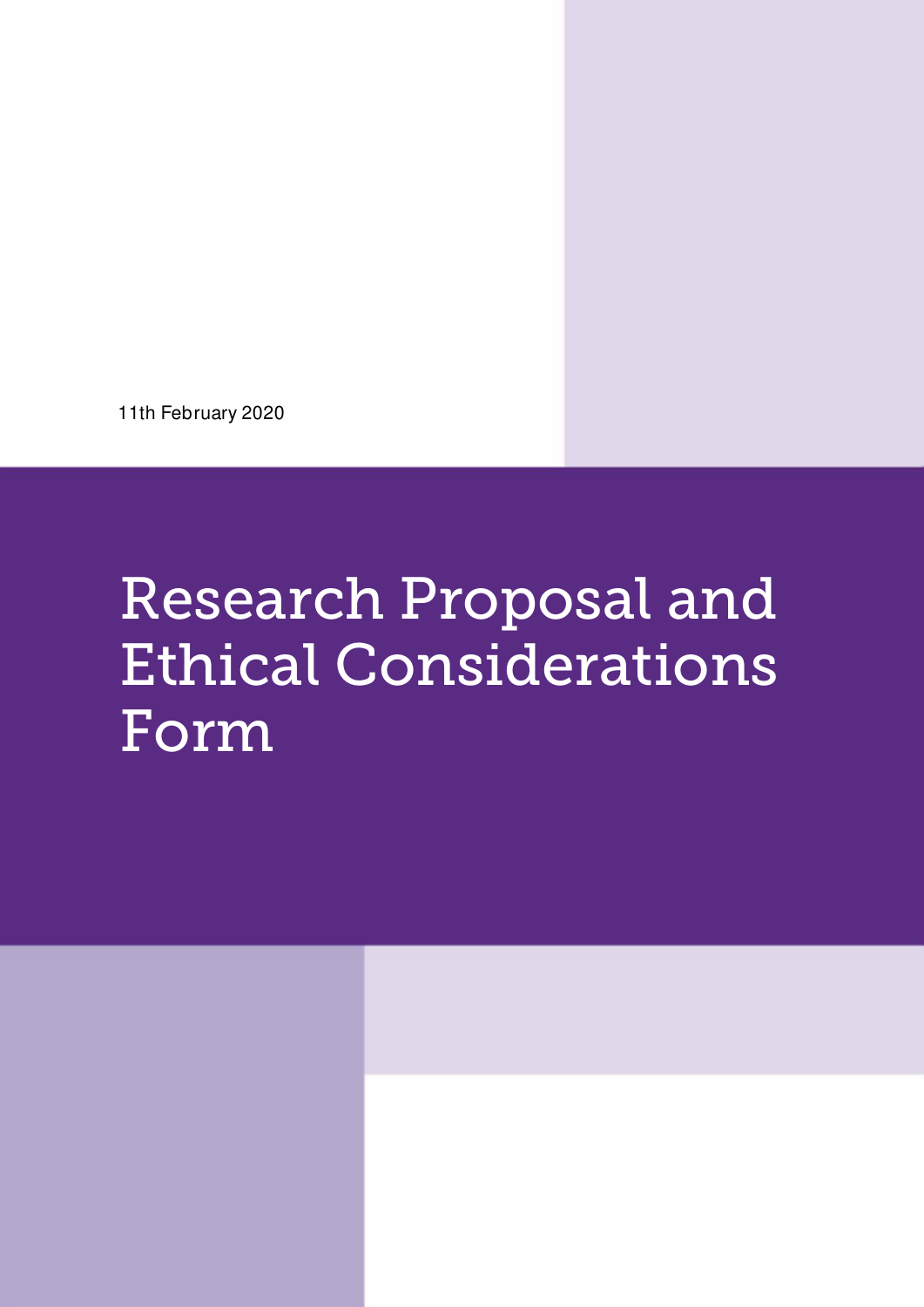11th February 2020

# Research Proposal and Ethical Considerations Form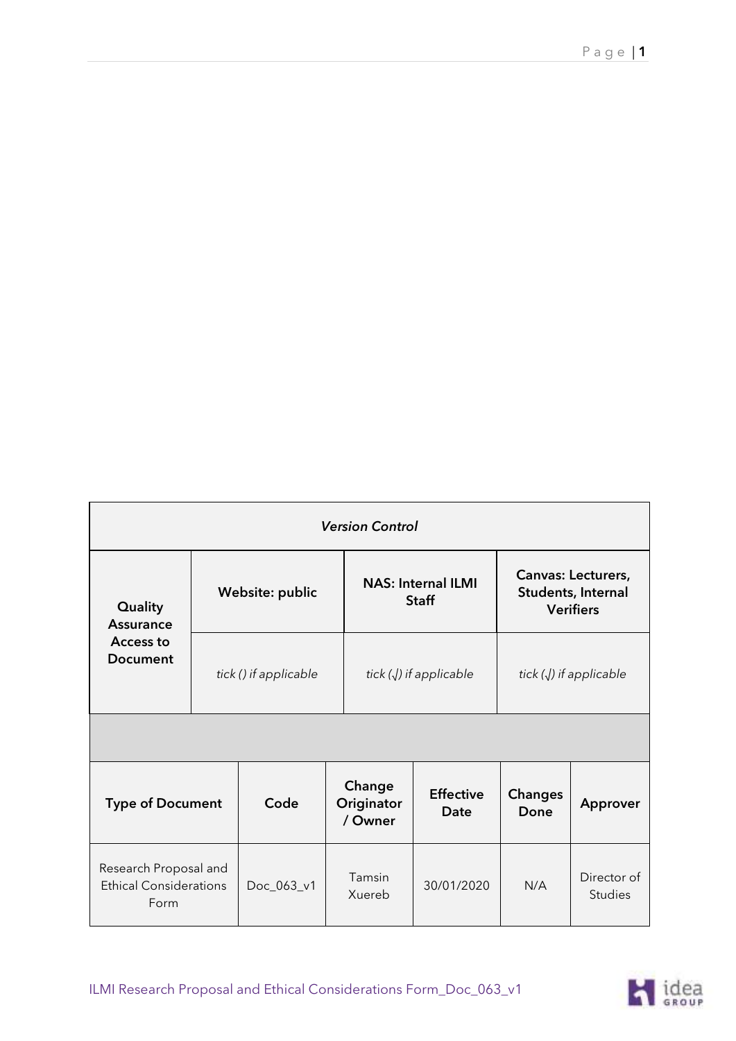| *Version Control* | | | |
|---|---|---|---|
| **Quality Assurance Access to Document** | **Website: public** | **NAS: Internal ILMI Staff** | **Canvas: Lecturers, Students, Internal Verifiers** |
| | *tick () if applicable* | *tick (√) if applicable* | *tick (√) if applicable* |

| **Type of Document** | **Code** | **Change Originator / Owner** | **Effective Date** | **Changes Done** | **Approver** |
|---|---|---|---|---|---|
| Research Proposal and Ethical Considerations Form | Doc_063_v1 | Tamsin Xuereb | 30/01/2020 | N/A | Director of Studies |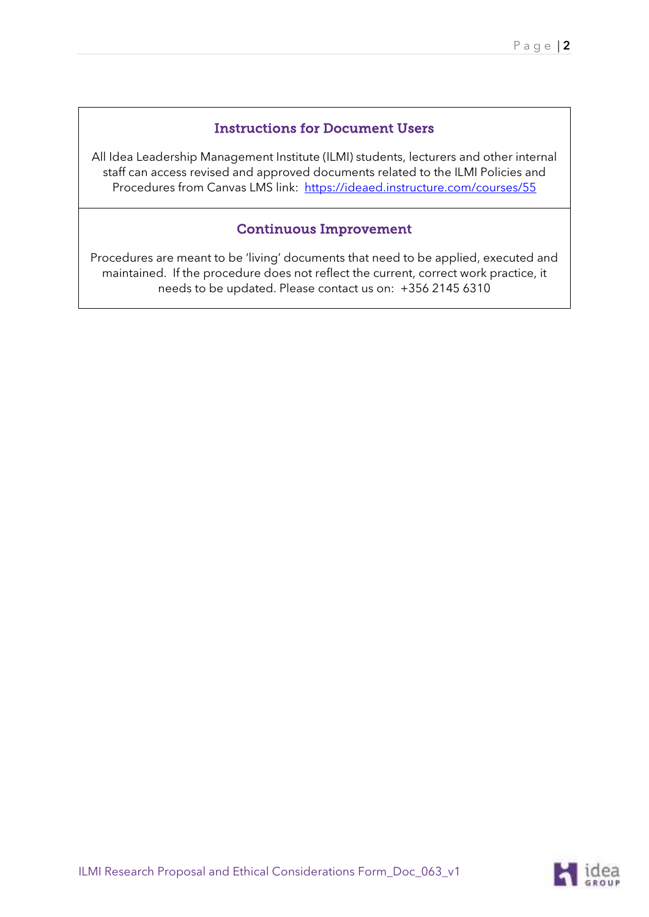## Instructions for Document Users

All Idea Leadership Management Institute (ILMI) students, lecturers and other internal staff can access revised and approved documents related to the ILMI Policies and Procedures from Canvas LMS link: https://ideaed.instructure.com/courses/55

## Continuous Improvement

Procedures are meant to be 'living' documents that need to be applied, executed and maintained. If the procedure does not reflect the current, correct work practice, it needs to be updated. Please contact us on: +356 2145 6310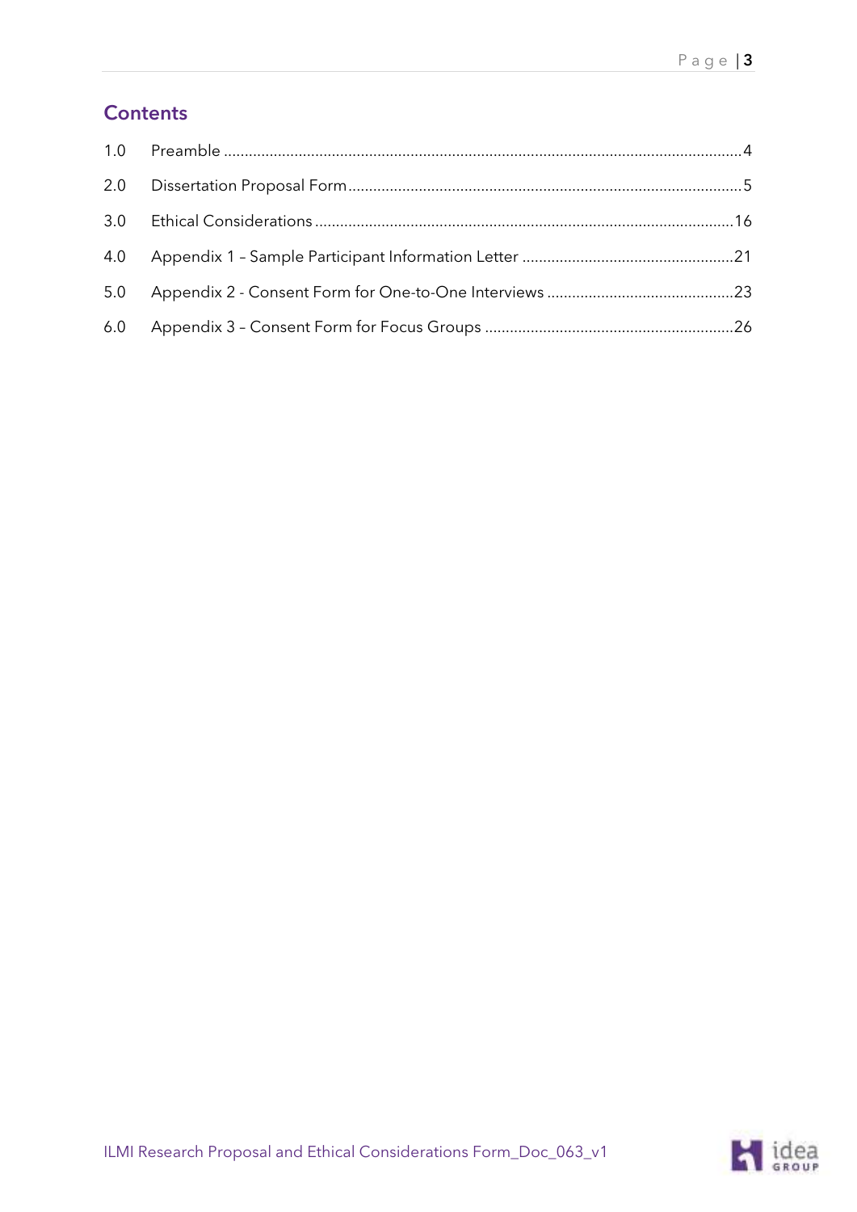## Contents

| | | |
|---|---|---|
| 1.0 | Preamble | 4 |
| 2.0 | Dissertation Proposal Form | 5 |
| 3.0 | Ethical Considerations | 16 |
| 4.0 | Appendix 1 – Sample Participant Information Letter | 21 |
| 5.0 | Appendix 2 - Consent Form for One-to-One Interviews | 23 |
| 6.0 | Appendix 3 – Consent Form for Focus Groups | 26 |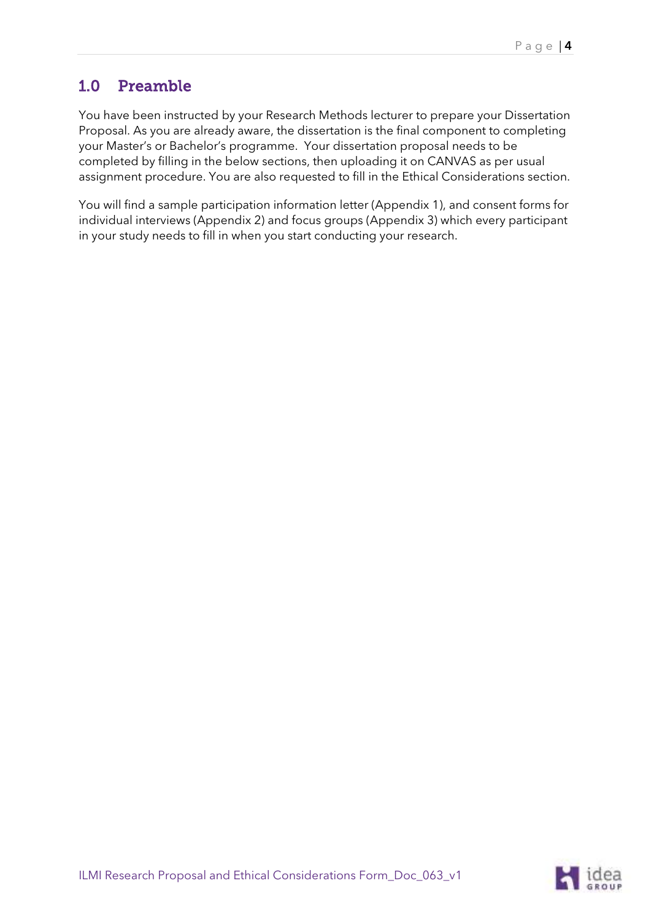## 1.0 Preamble

You have been instructed by your Research Methods lecturer to prepare your Dissertation Proposal. As you are already aware, the dissertation is the final component to completing your Master's or Bachelor's programme. Your dissertation proposal needs to be completed by filling in the below sections, then uploading it on CANVAS as per usual assignment procedure. You are also requested to fill in the Ethical Considerations section.

You will find a sample participation information letter (Appendix 1), and consent forms for individual interviews (Appendix 2) and focus groups (Appendix 3) which every participant in your study needs to fill in when you start conducting your research.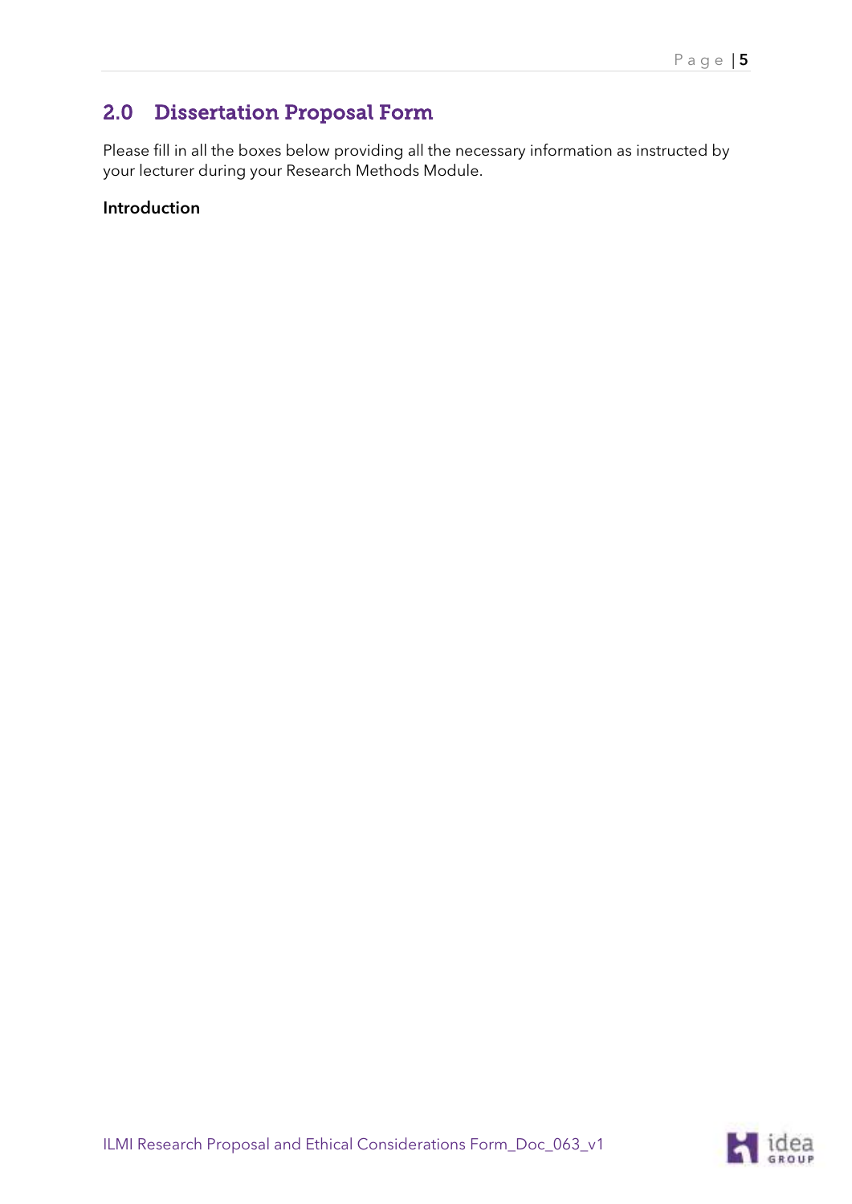## 2.0 Dissertation Proposal Form

Please fill in all the boxes below providing all the necessary information as instructed by your lecturer during your Research Methods Module.

**Introduction**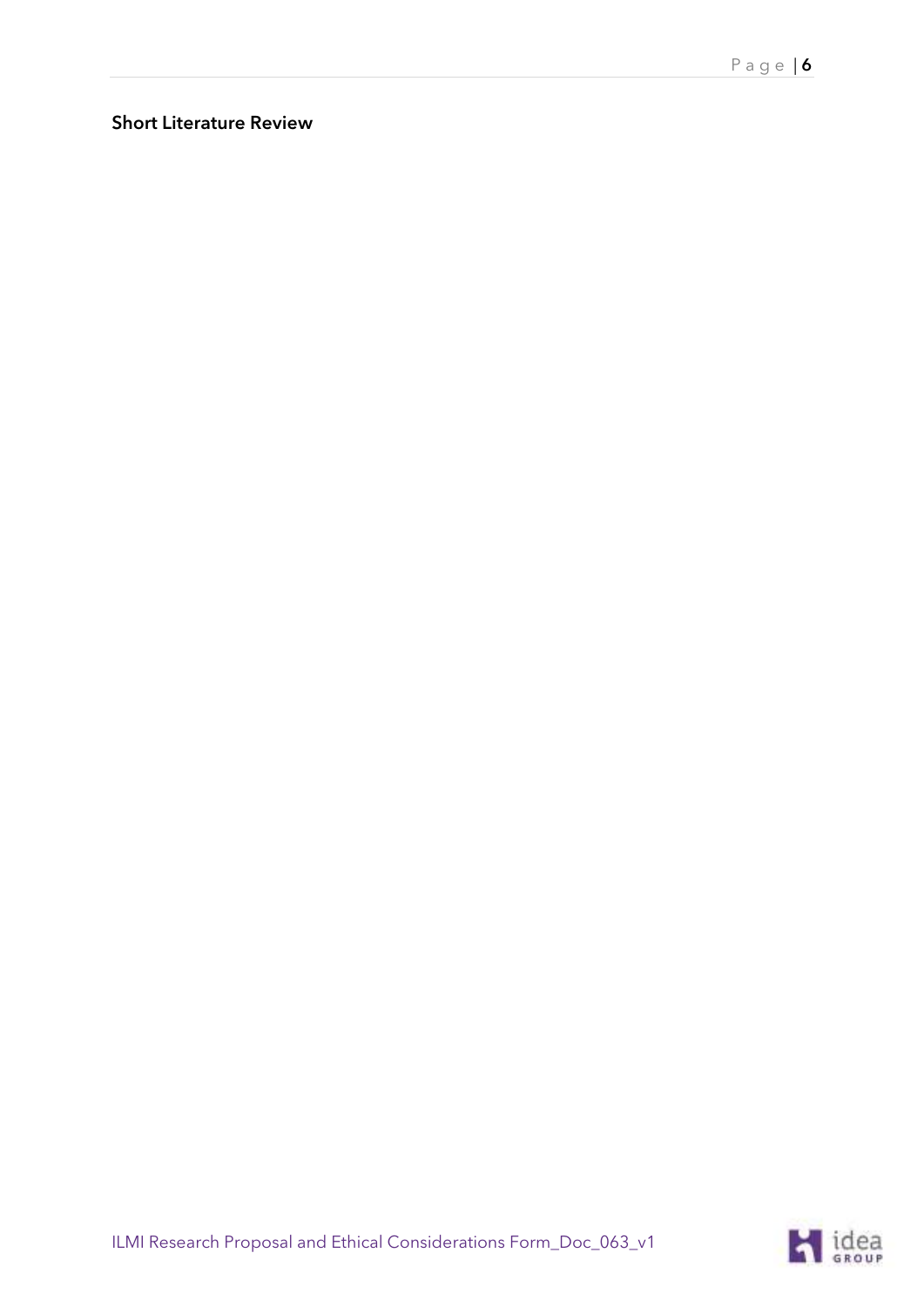**Short Literature Review**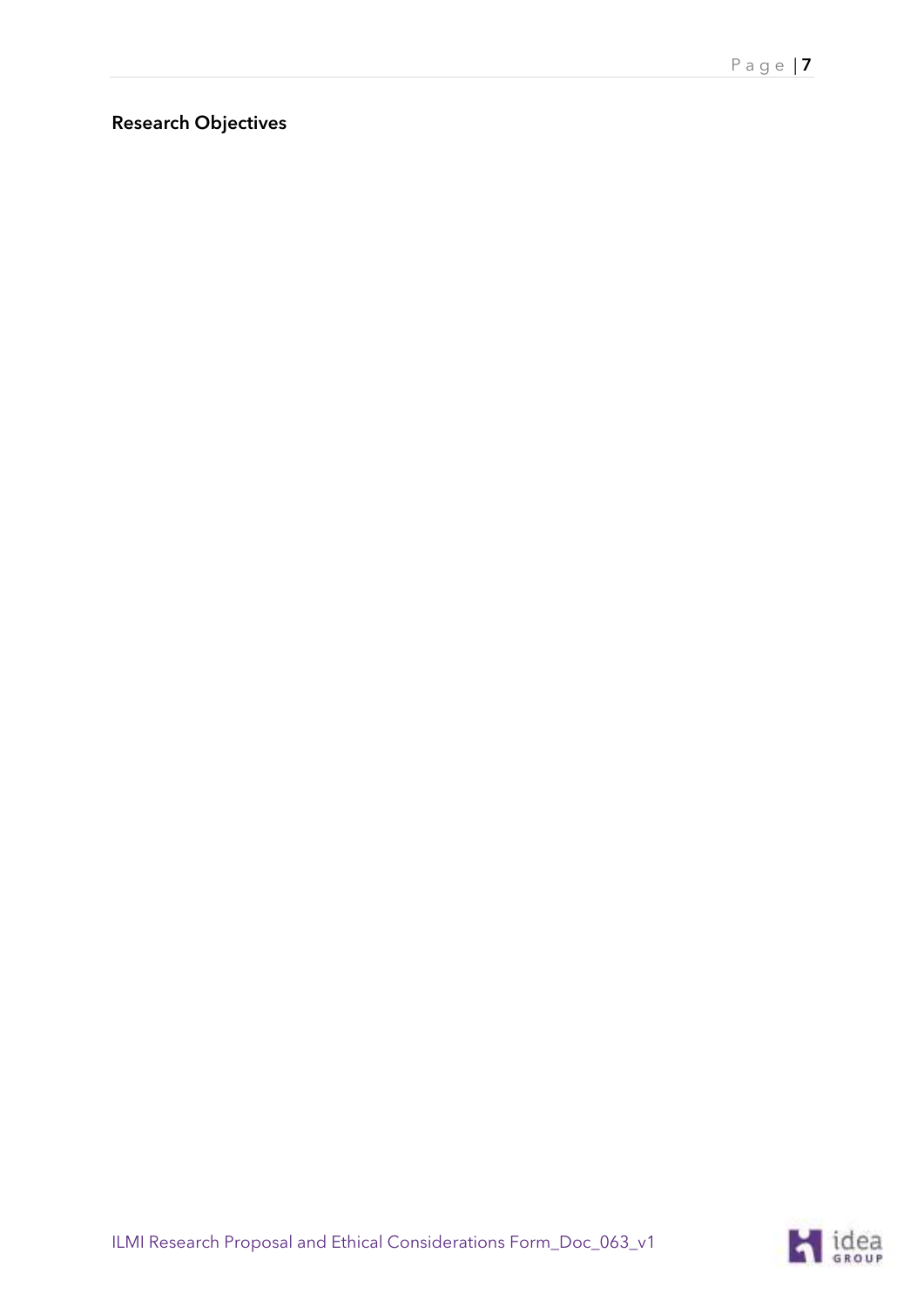## Research Objectives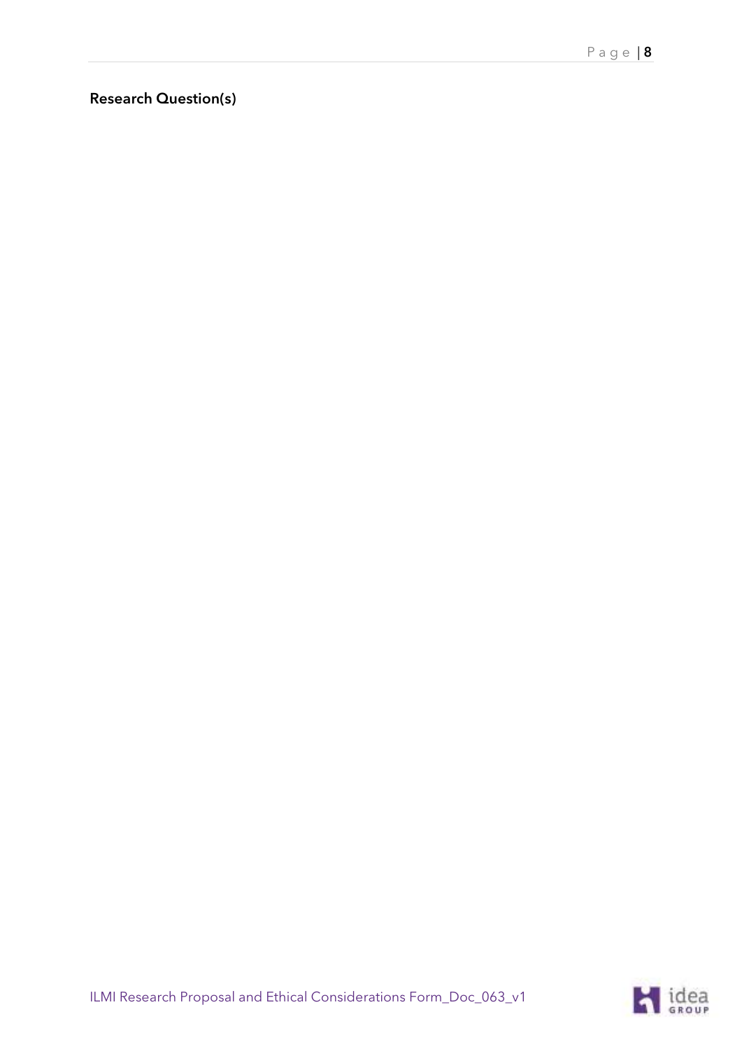**Research Question(s)**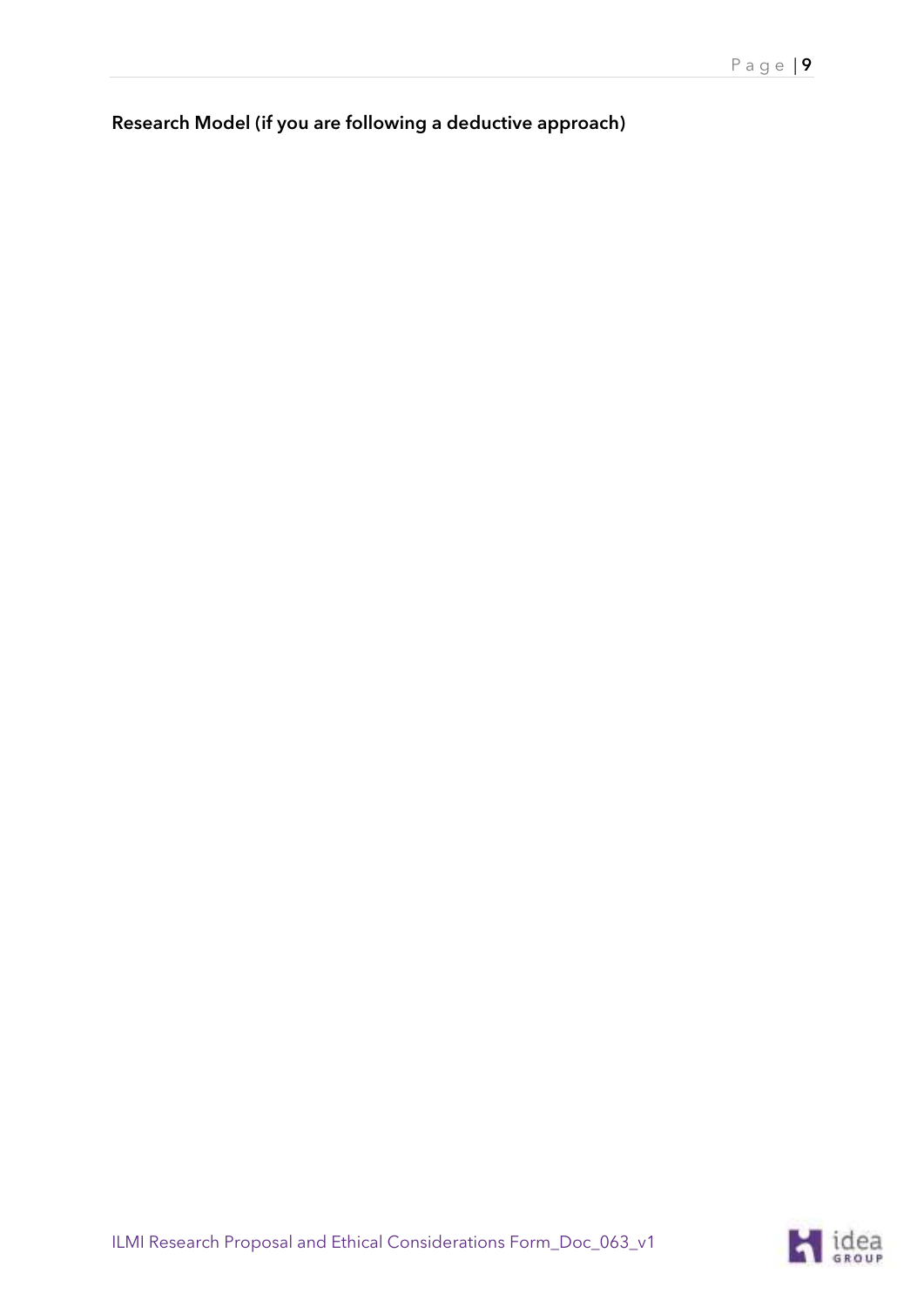**Research Model (if you are following a deductive approach)**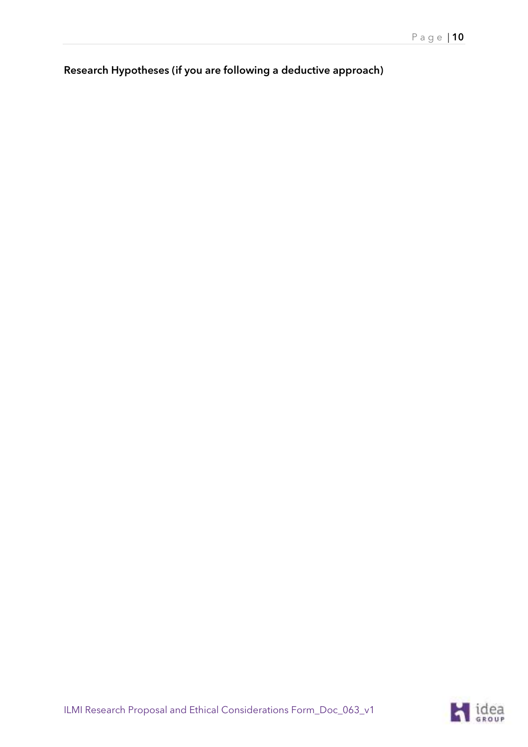**Research Hypotheses (if you are following a deductive approach)**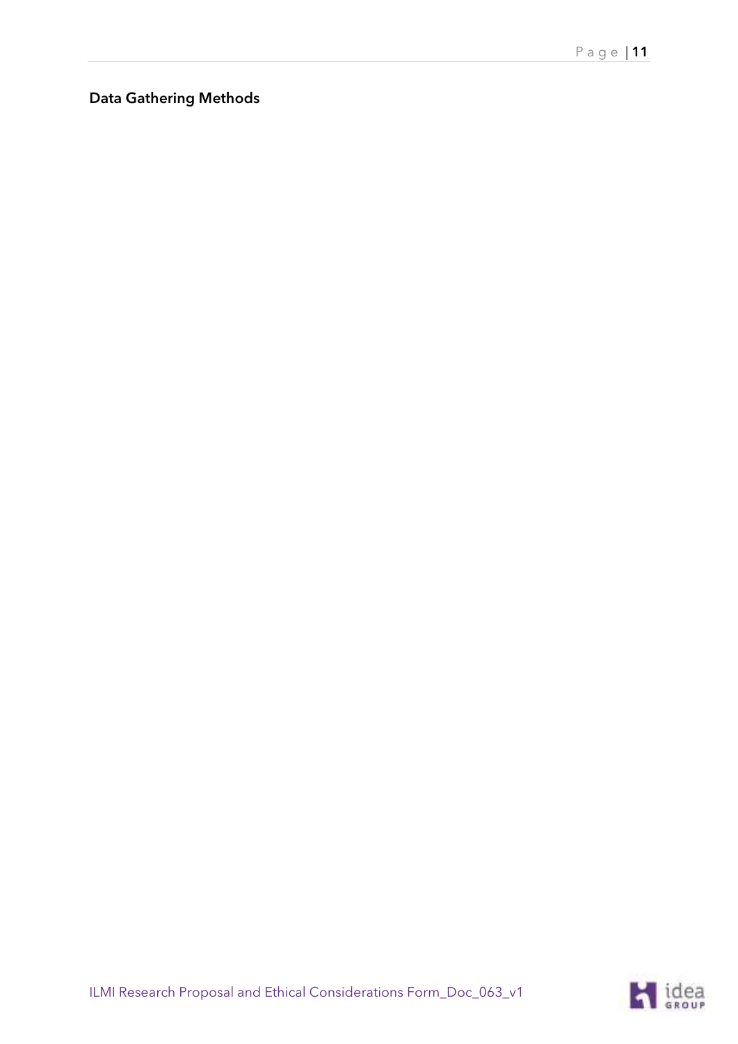**Data Gathering Methods**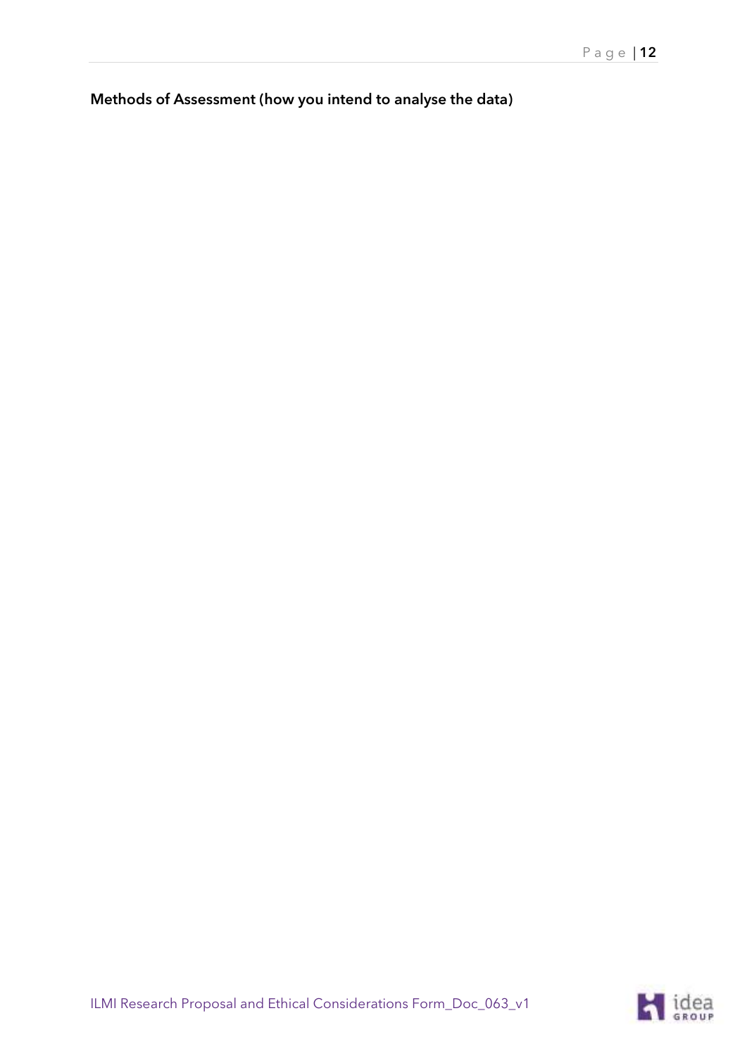**Methods of Assessment (how you intend to analyse the data)**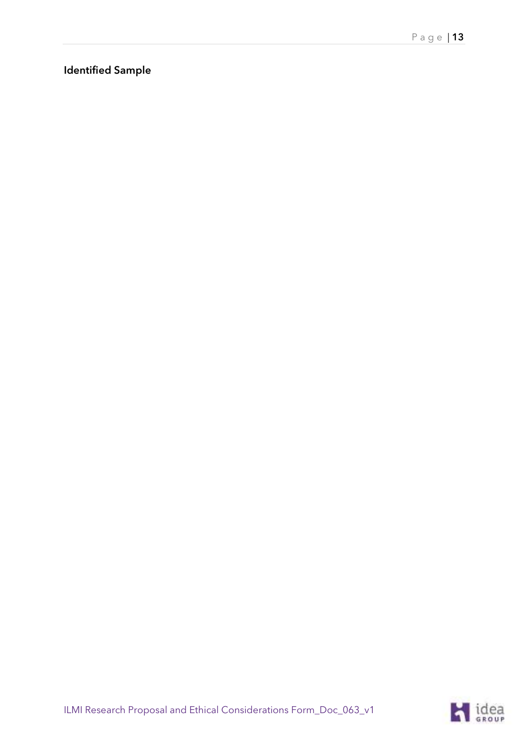**Identified Sample**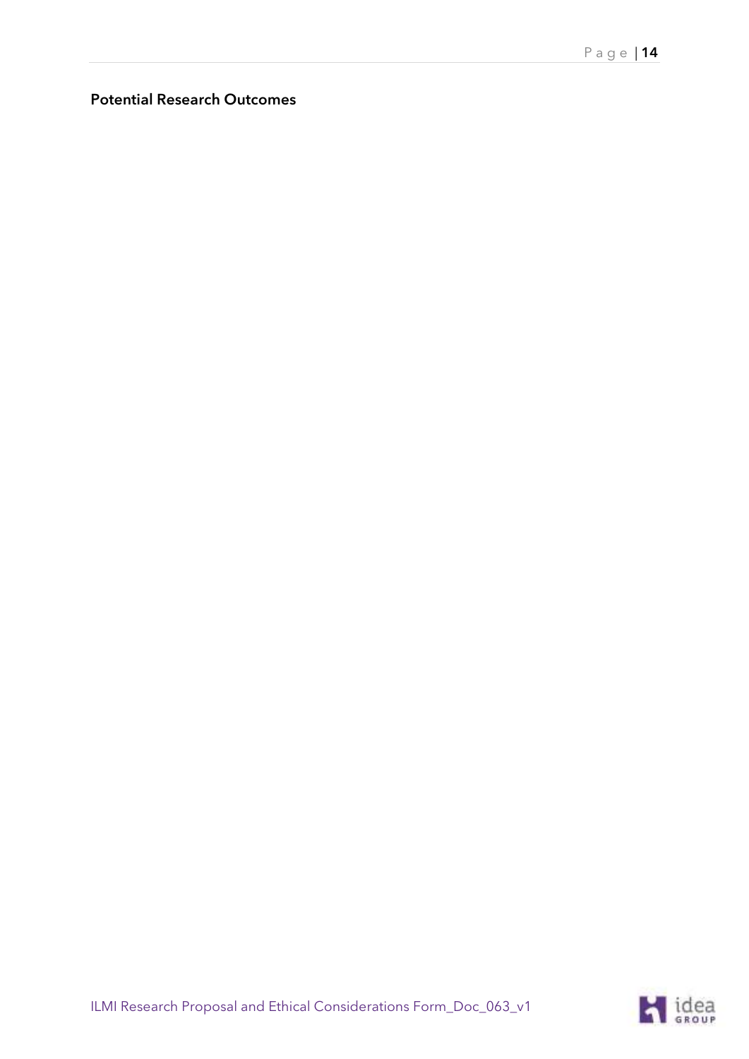**Potential Research Outcomes**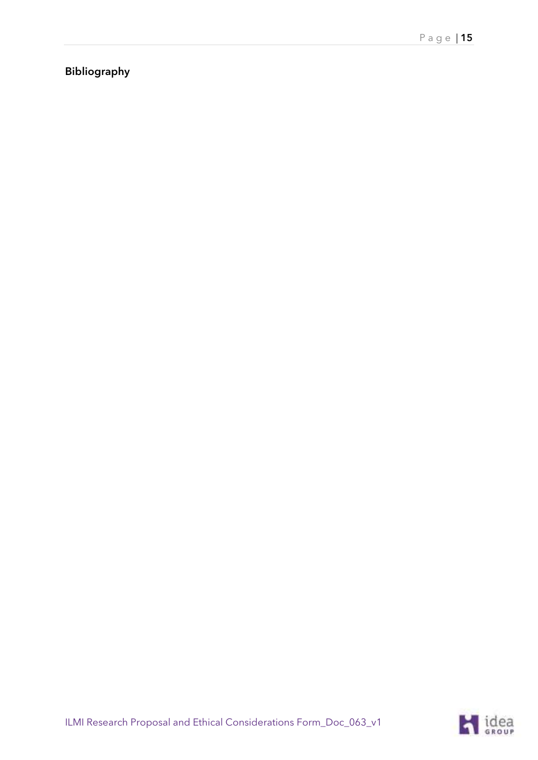**Bibliography**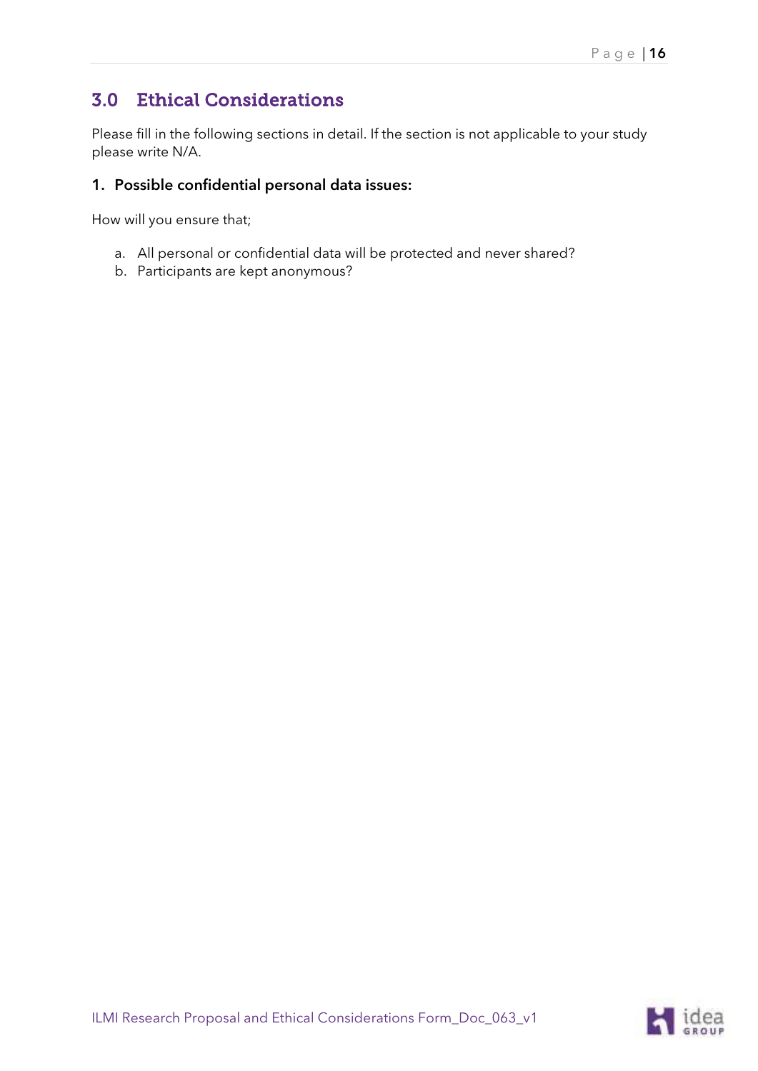## 3.0 Ethical Considerations

Please fill in the following sections in detail. If the section is not applicable to your study please write N/A.

### 1. Possible confidential personal data issues:

How will you ensure that;

a. All personal or confidential data will be protected and never shared?
b. Participants are kept anonymous?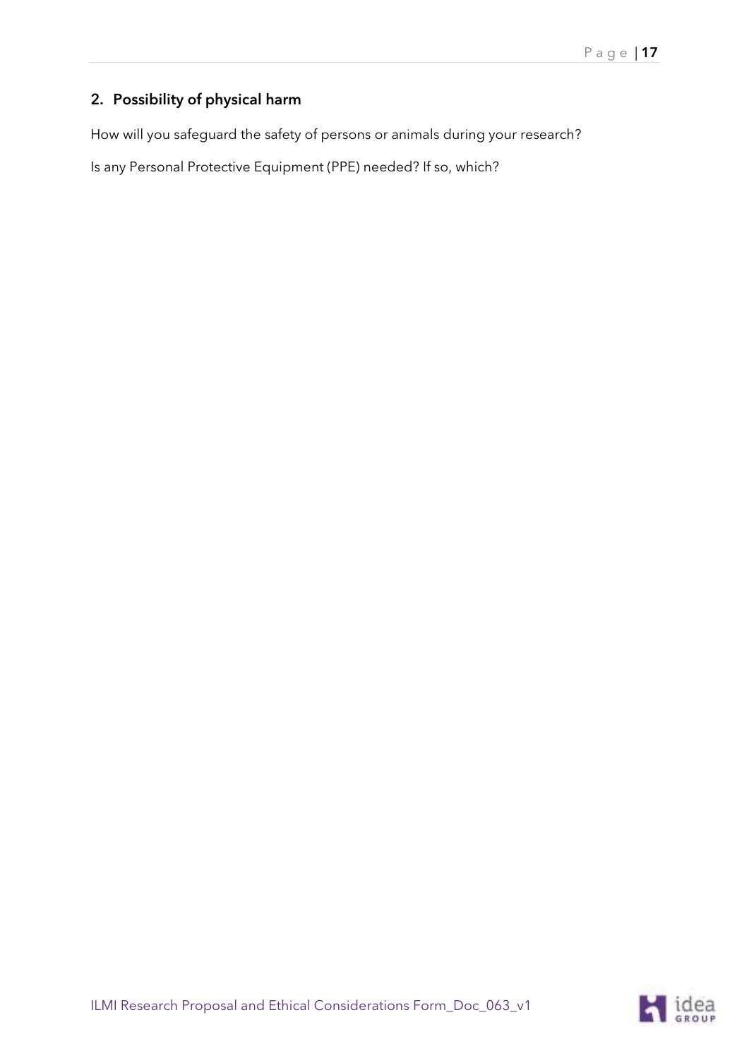## 2. Possibility of physical harm

How will you safeguard the safety of persons or animals during your research?

Is any Personal Protective Equipment (PPE) needed? If so, which?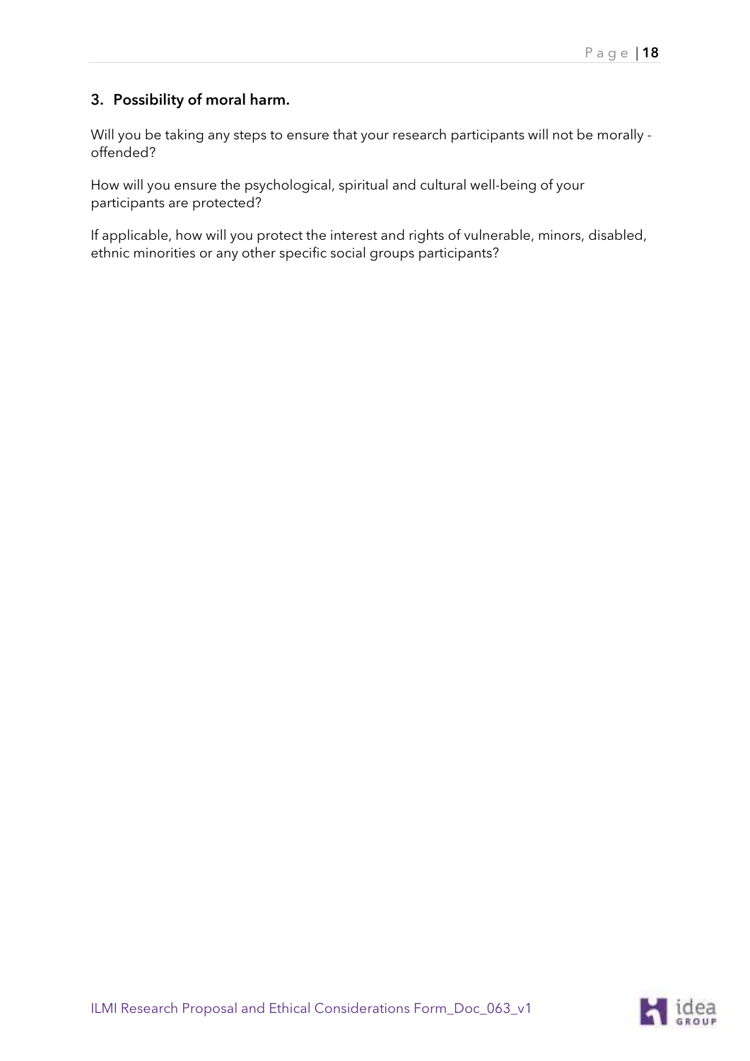### 3. Possibility of moral harm.

Will you be taking any steps to ensure that your research participants will not be morally - offended?

How will you ensure the psychological, spiritual and cultural well-being of your participants are protected?

If applicable, how will you protect the interest and rights of vulnerable, minors, disabled, ethnic minorities or any other specific social groups participants?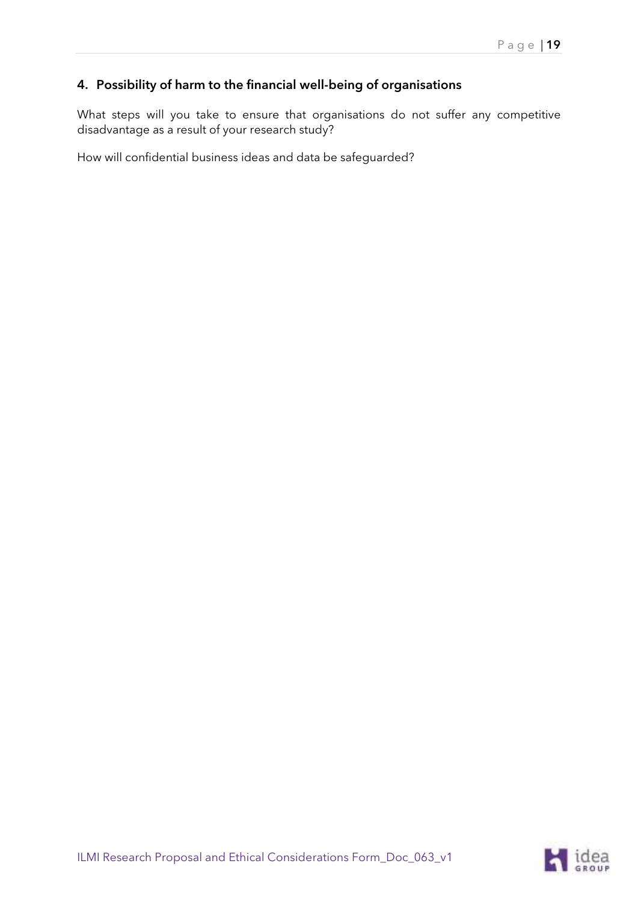## 4. Possibility of harm to the financial well-being of organisations

What steps will you take to ensure that organisations do not suffer any competitive disadvantage as a result of your research study?

How will confidential business ideas and data be safeguarded?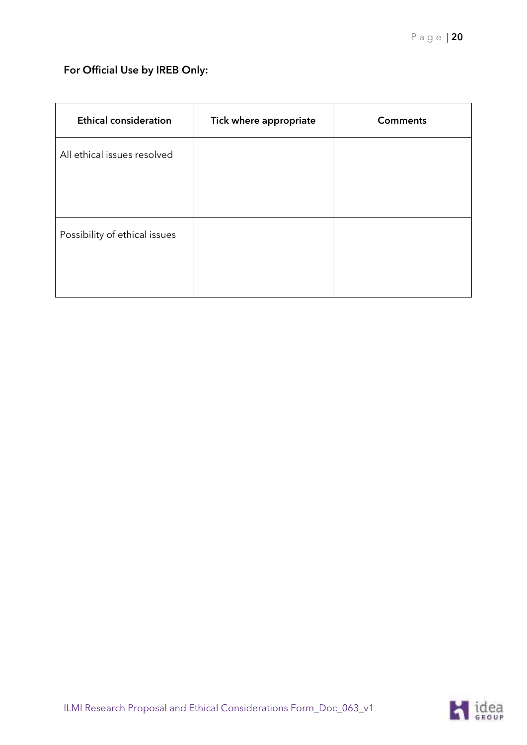**For Official Use by IREB Only:**

| Ethical consideration | Tick where appropriate | Comments |
|---|---|---|
| All ethical issues resolved | | |
| Possibility of ethical issues | | |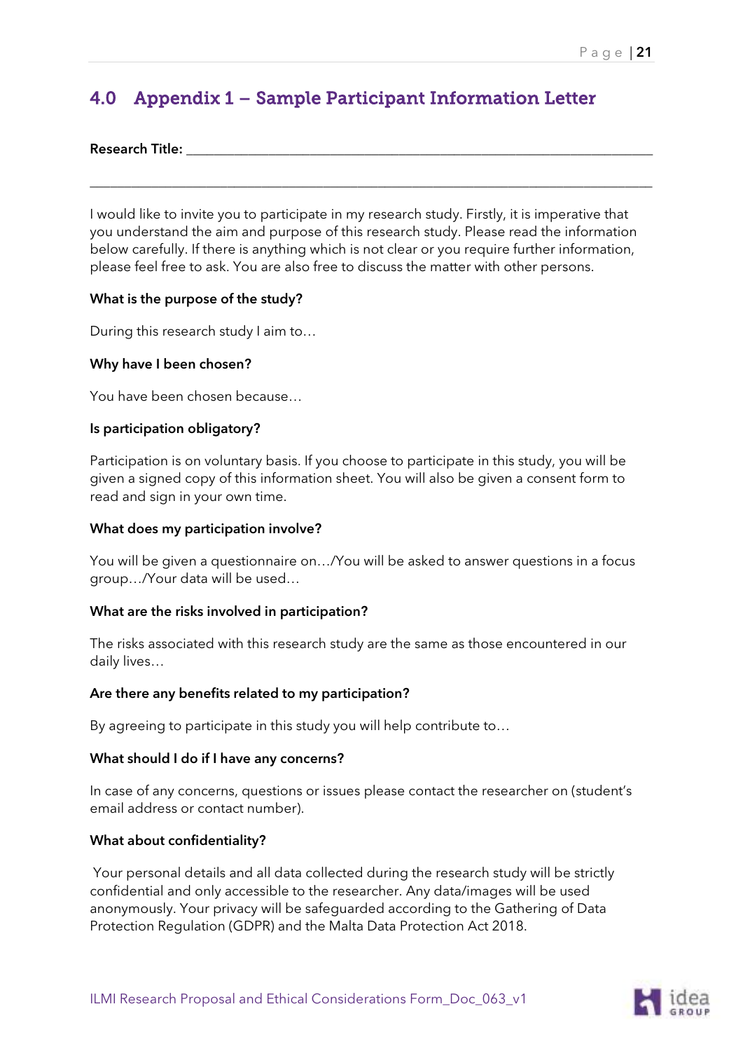## 4.0 Appendix 1 – Sample Participant Information Letter

**Research Title:** ______________________________________________________________

______________________________________________________________________________

I would like to invite you to participate in my research study. Firstly, it is imperative that you understand the aim and purpose of this research study. Please read the information below carefully. If there is anything which is not clear or you require further information, please feel free to ask. You are also free to discuss the matter with other persons.

**What is the purpose of the study?**

During this research study I aim to…

**Why have I been chosen?**

You have been chosen because…

**Is participation obligatory?**

Participation is on voluntary basis. If you choose to participate in this study, you will be given a signed copy of this information sheet. You will also be given a consent form to read and sign in your own time.

**What does my participation involve?**

You will be given a questionnaire on…/You will be asked to answer questions in a focus group…/Your data will be used…

**What are the risks involved in participation?**

The risks associated with this research study are the same as those encountered in our daily lives…

**Are there any benefits related to my participation?**

By agreeing to participate in this study you will help contribute to…

**What should I do if I have any concerns?**

In case of any concerns, questions or issues please contact the researcher on (student's email address or contact number).

**What about confidentiality?**

Your personal details and all data collected during the research study will be strictly confidential and only accessible to the researcher. Any data/images will be used anonymously. Your privacy will be safeguarded according to the Gathering of Data Protection Regulation (GDPR) and the Malta Data Protection Act 2018.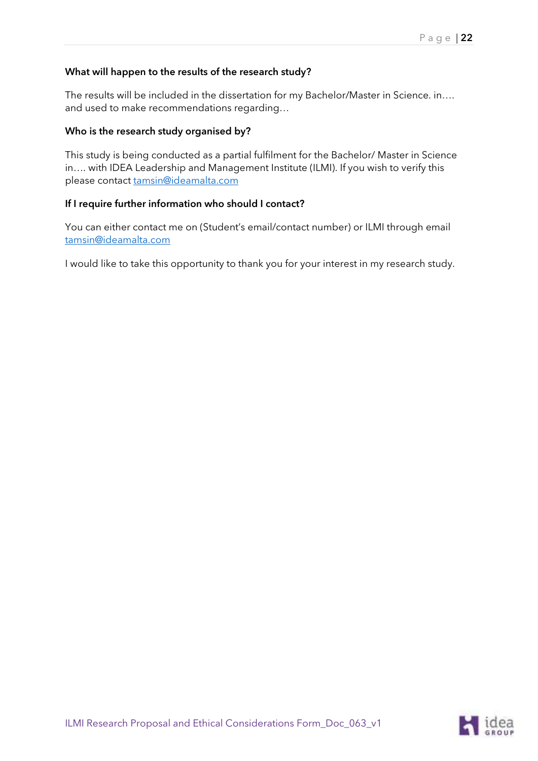**What will happen to the results of the research study?**

The results will be included in the dissertation for my Bachelor/Master in Science. in…. and used to make recommendations regarding…

**Who is the research study organised by?**

This study is being conducted as a partial fulfilment for the Bachelor/ Master in Science in…. with IDEA Leadership and Management Institute (ILMI). If you wish to verify this please contact tamsin@ideamalta.com

**If I require further information who should I contact?**

You can either contact me on (Student's email/contact number) or ILMI through email tamsin@ideamalta.com

I would like to take this opportunity to thank you for your interest in my research study.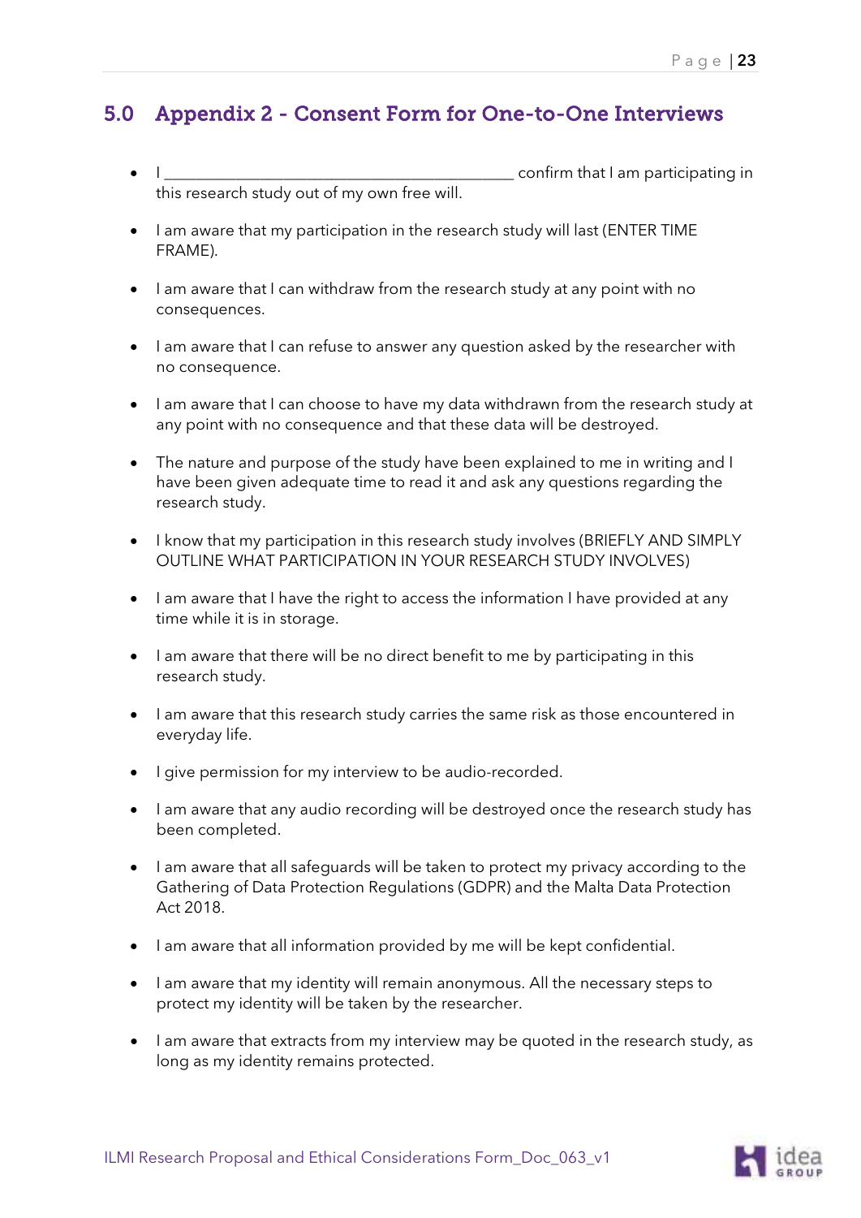## 5.0 Appendix 2 - Consent Form for One-to-One Interviews

- I ___________________________________________ confirm that I am participating in this research study out of my own free will.
- I am aware that my participation in the research study will last (ENTER TIME FRAME).
- I am aware that I can withdraw from the research study at any point with no consequences.
- I am aware that I can refuse to answer any question asked by the researcher with no consequence.
- I am aware that I can choose to have my data withdrawn from the research study at any point with no consequence and that these data will be destroyed.
- The nature and purpose of the study have been explained to me in writing and I have been given adequate time to read it and ask any questions regarding the research study.
- I know that my participation in this research study involves (BRIEFLY AND SIMPLY OUTLINE WHAT PARTICIPATION IN YOUR RESEARCH STUDY INVOLVES)
- I am aware that I have the right to access the information I have provided at any time while it is in storage.
- I am aware that there will be no direct benefit to me by participating in this research study.
- I am aware that this research study carries the same risk as those encountered in everyday life.
- I give permission for my interview to be audio-recorded.
- I am aware that any audio recording will be destroyed once the research study has been completed.
- I am aware that all safeguards will be taken to protect my privacy according to the Gathering of Data Protection Regulations (GDPR) and the Malta Data Protection Act 2018.
- I am aware that all information provided by me will be kept confidential.
- I am aware that my identity will remain anonymous. All the necessary steps to protect my identity will be taken by the researcher.
- I am aware that extracts from my interview may be quoted in the research study, as long as my identity remains protected.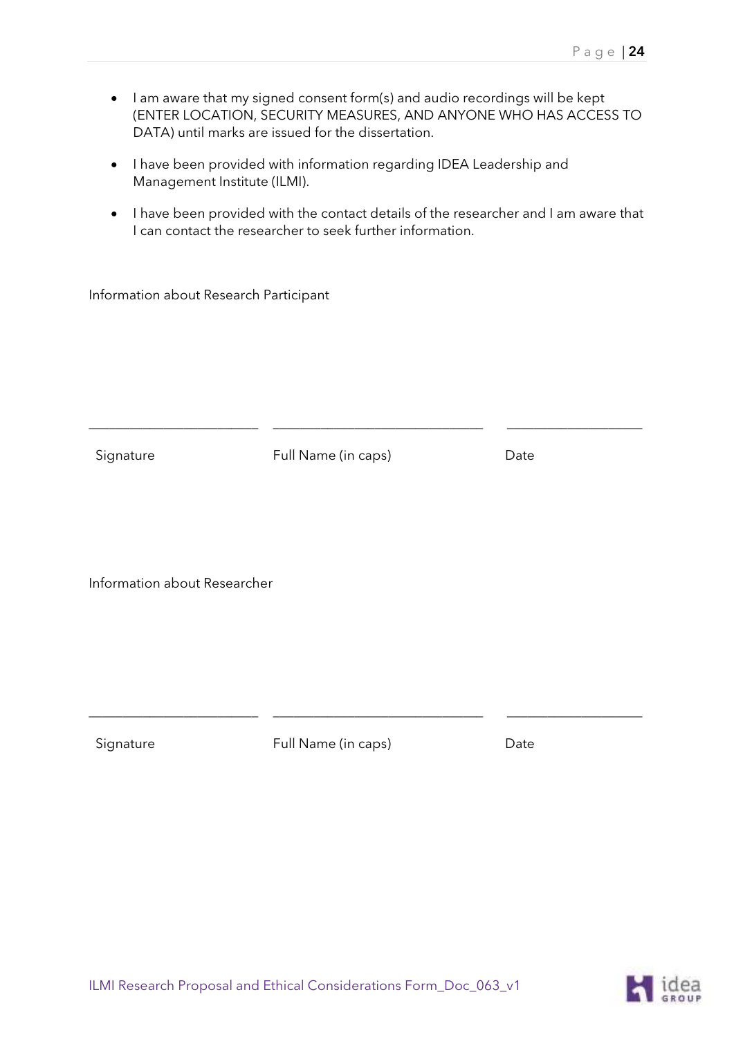- I am aware that my signed consent form(s) and audio recordings will be kept (ENTER LOCATION, SECURITY MEASURES, AND ANYONE WHO HAS ACCESS TO DATA) until marks are issued for the dissertation.
- I have been provided with information regarding IDEA Leadership and Management Institute (ILMI).
- I have been provided with the contact details of the researcher and I am aware that I can contact the researcher to seek further information.

Information about Research Participant

| \_\_\_\_\_\_\_\_\_\_\_\_\_\_\_\_\_\_\_\_\_\_\_\_ | \_\_\_\_\_\_\_\_\_\_\_\_\_\_\_\_\_\_\_\_\_\_\_\_\_\_\_\_\_\_ | \_\_\_\_\_\_\_\_\_\_\_\_\_\_\_\_\_\_\_ |
|---|---|---|
| Signature | Full Name (in caps) | Date |

Information about Researcher

| \_\_\_\_\_\_\_\_\_\_\_\_\_\_\_\_\_\_\_\_\_\_\_\_ | \_\_\_\_\_\_\_\_\_\_\_\_\_\_\_\_\_\_\_\_\_\_\_\_\_\_\_\_\_\_ | \_\_\_\_\_\_\_\_\_\_\_\_\_\_\_\_\_\_\_ |
|---|---|---|
| Signature | Full Name (in caps) | Date |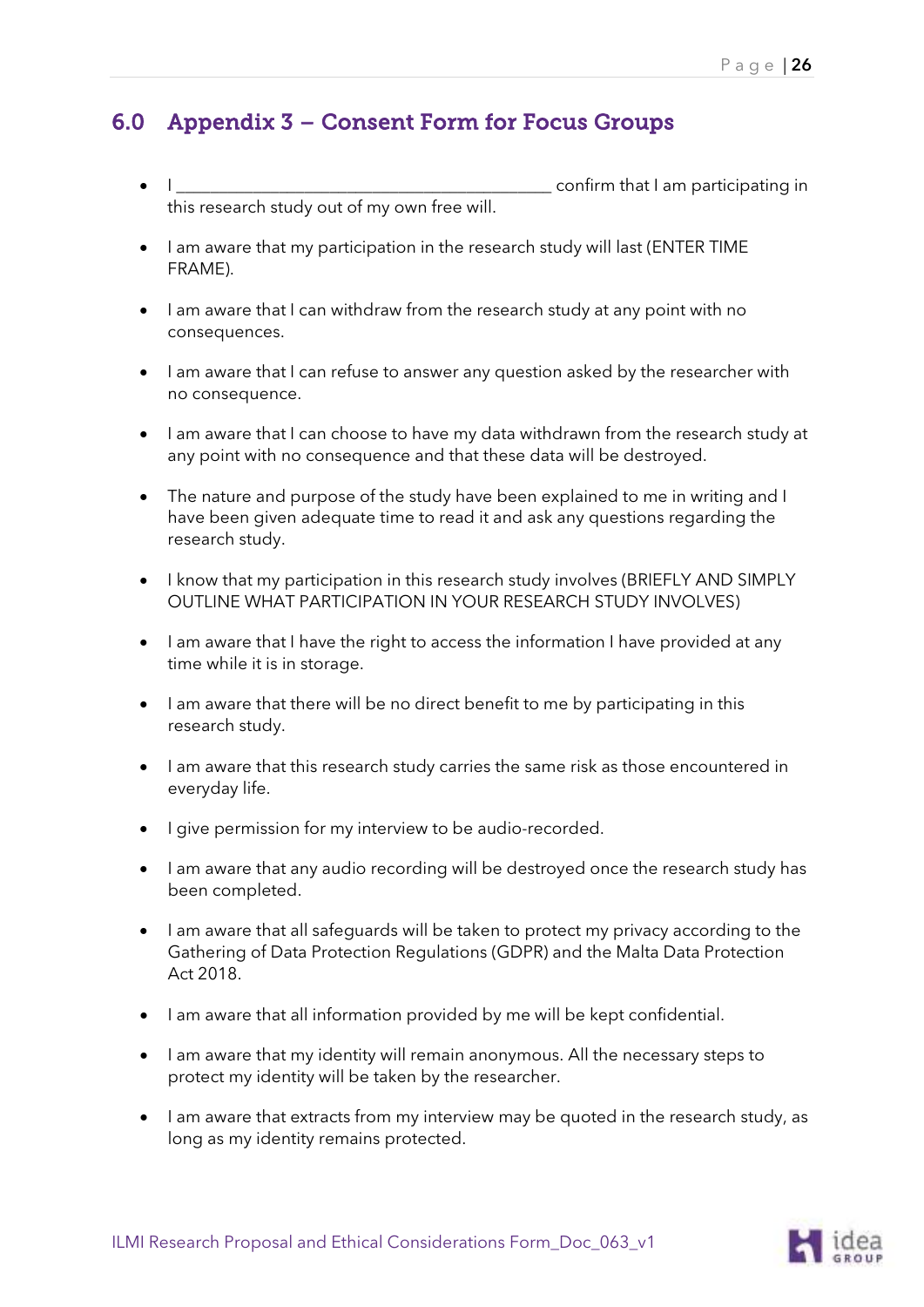## 6.0 Appendix 3 – Consent Form for Focus Groups

- I \_\_\_\_\_\_\_\_\_\_\_\_\_\_\_\_\_\_\_\_\_\_\_\_\_\_\_\_\_\_\_\_\_\_\_\_\_\_\_\_\_\_\_\_ confirm that I am participating in this research study out of my own free will.
- I am aware that my participation in the research study will last (ENTER TIME FRAME).
- I am aware that I can withdraw from the research study at any point with no consequences.
- I am aware that I can refuse to answer any question asked by the researcher with no consequence.
- I am aware that I can choose to have my data withdrawn from the research study at any point with no consequence and that these data will be destroyed.
- The nature and purpose of the study have been explained to me in writing and I have been given adequate time to read it and ask any questions regarding the research study.
- I know that my participation in this research study involves (BRIEFLY AND SIMPLY OUTLINE WHAT PARTICIPATION IN YOUR RESEARCH STUDY INVOLVES)
- I am aware that I have the right to access the information I have provided at any time while it is in storage.
- I am aware that there will be no direct benefit to me by participating in this research study.
- I am aware that this research study carries the same risk as those encountered in everyday life.
- I give permission for my interview to be audio-recorded.
- I am aware that any audio recording will be destroyed once the research study has been completed.
- I am aware that all safeguards will be taken to protect my privacy according to the Gathering of Data Protection Regulations (GDPR) and the Malta Data Protection Act 2018.
- I am aware that all information provided by me will be kept confidential.
- I am aware that my identity will remain anonymous. All the necessary steps to protect my identity will be taken by the researcher.
- I am aware that extracts from my interview may be quoted in the research study, as long as my identity remains protected.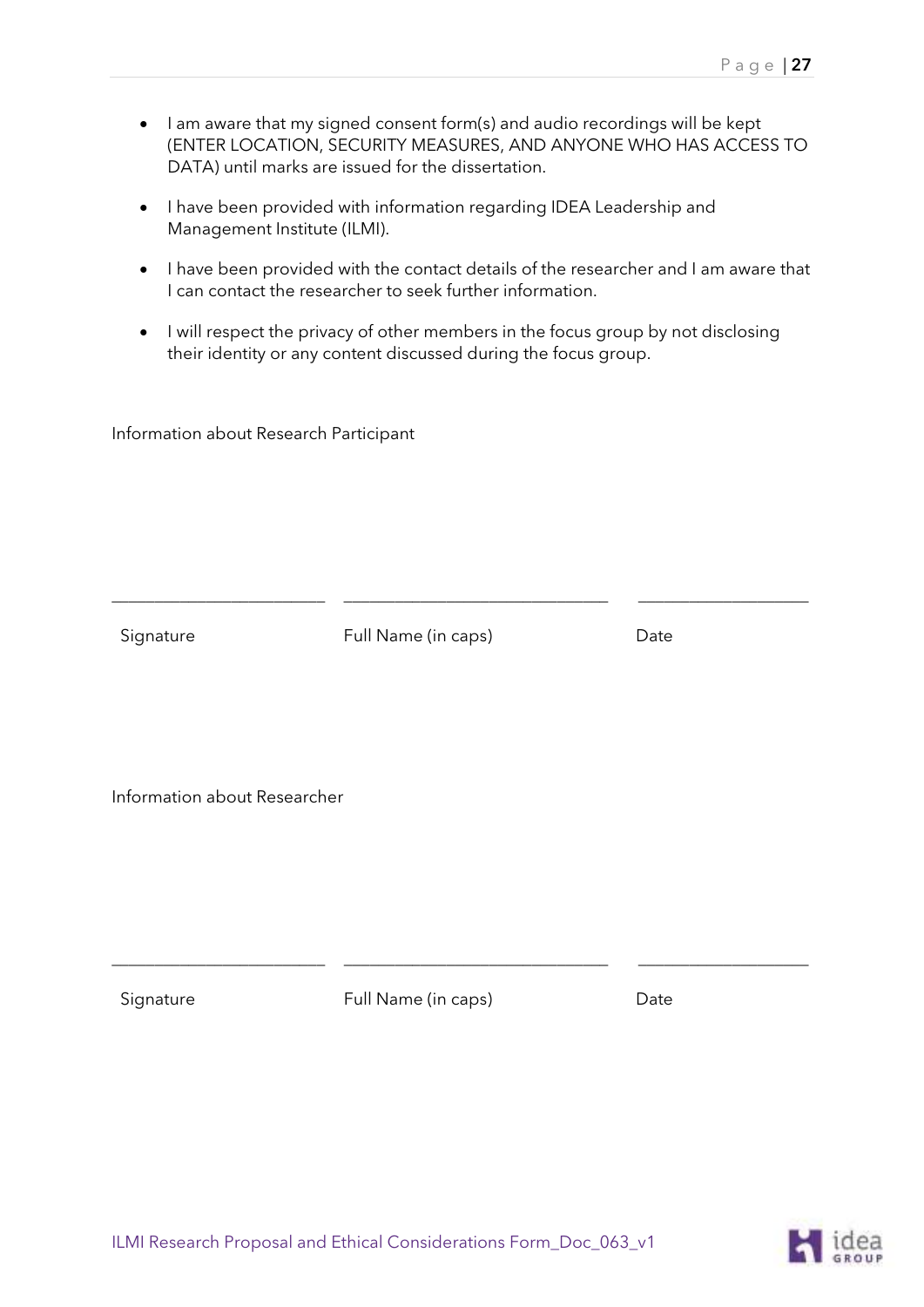- I am aware that my signed consent form(s) and audio recordings will be kept (ENTER LOCATION, SECURITY MEASURES, AND ANYONE WHO HAS ACCESS TO DATA) until marks are issued for the dissertation.
- I have been provided with information regarding IDEA Leadership and Management Institute (ILMI).
- I have been provided with the contact details of the researcher and I am aware that I can contact the researcher to seek further information.
- I will respect the privacy of other members in the focus group by not disclosing their identity or any content discussed during the focus group.

Information about Research Participant

| | | |
|---|---|---|
| ________________________ | ______________________________ | ___________________ |
| Signature | Full Name (in caps) | Date |

Information about Researcher

| | | |
|---|---|---|
| ________________________ | ______________________________ | ___________________ |
| Signature | Full Name (in caps) | Date |